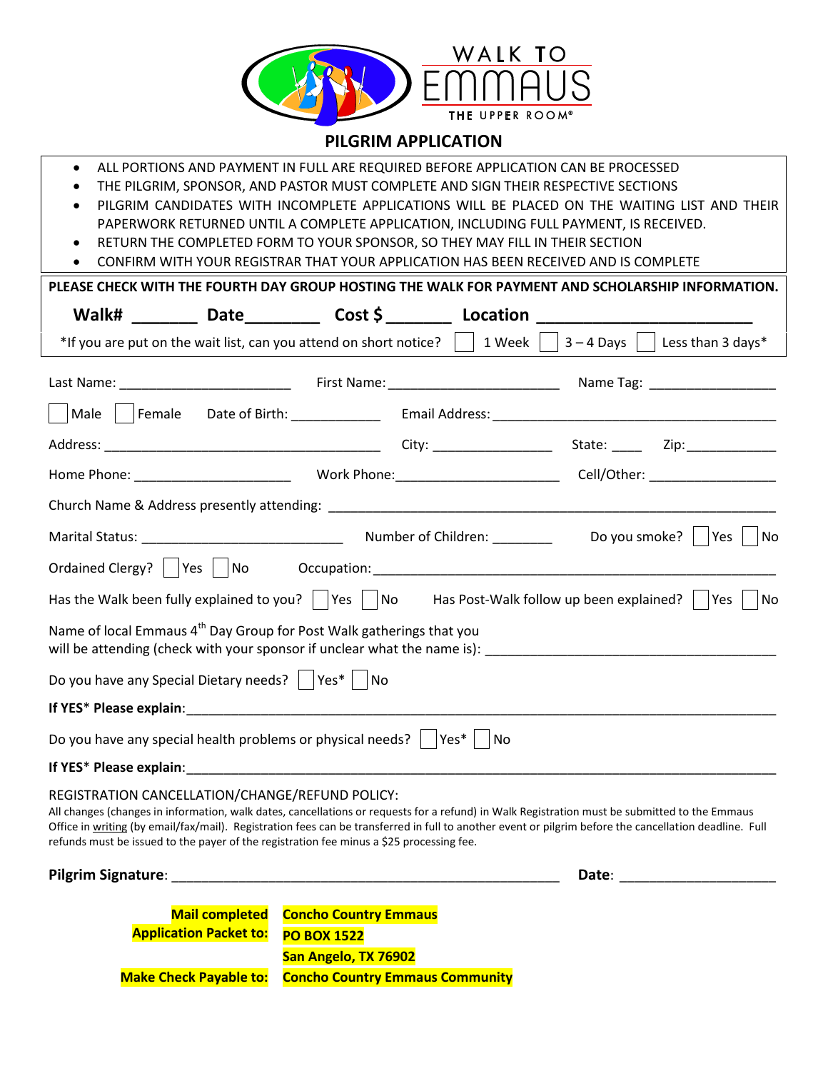WALK TO EMMAUS

THE UPPER ROOM®

# PILGRIM APPLICATION

- ALL PORTIONS AND PAYMENT IN FULL ARE REQUIRED BEFORE APPLICATION CAN BE PROCESSED
- THE PILGRIM, SPONSOR, AND PASTOR MUST COMPLETE AND SIGN THEIR RESPECTIVE SECTIONS
- PILGRIM CANDIDATES WITH INCOMPLETE APPLICATIONS WILL BE PLACED ON THE WAITING LIST AND THEIR PAPERWORK RETURNED UNTIL A COMPLETE APPLICATION, INCLUDING FULL PAYMENT, IS RECEIVED.
- RETURN THE COMPLETED FORM TO YOUR SPONSOR, SO THEY MAY FILL IN THEIR SECTION
- CONFIRM WITH YOUR REGISTRAR THAT YOUR APPLICATION HAS BEEN RECEIVED AND IS COMPLETE

**PLEASE CHECK WITH THE FOURTH DAY GROUP HOSTING THE WALK FOR PAYMENT AND SCHOLARSHIP INFORMATION.**

**Walk# _______ Date________ Cost $ _______ Location _______________________**

*If you are put on the wait list, can you attend on short notice? ☐ 1 Week ☐ 3 – 4 Days ☐ Less than 3 days*

Last Name: ______________________ First Name: ______________________ Name Tag: ________________

☐ Male ☐ Female Date of Birth: ____________ Email Address: ________________________________________

Address: ____________________________________ City: ________________ State: ____ Zip: ____________

Home Phone: _____________________ Work Phone: _____________________ Cell/Other: _________________

Church Name & Address presently attending: ________________________________________________________

Marital Status: __________________________ Number of Children: ________ Do you smoke? ☐ Yes ☐ No

Ordained Clergy? ☐ Yes ☐ No Occupation: ______________________________________________________

Has the Walk been fully explained to you? ☐ Yes ☐ No Has Post-Walk follow up been explained? ☐ Yes ☐ No

Name of local Emmaus 4th Day Group for Post Walk gatherings that you will be attending (check with your sponsor if unclear what the name is): ______________________________________

Do you have any Special Dietary needs? ☐ Yes* ☐ No

**If YES* Please explain**: ____________________________________________________________________________

Do you have any special health problems or physical needs? ☐ Yes* ☐ No

**If YES* Please explain**: ____________________________________________________________________________

REGISTRATION CANCELLATION/CHANGE/REFUND POLICY:

All changes (changes in information, walk dates, cancellations or requests for a refund) in Walk Registration must be submitted to the Emmaus Office in writing (by email/fax/mail). Registration fees can be transferred in full to another event or pilgrim before the cancellation deadline. Full refunds must be issued to the payer of the registration fee minus a $25 processing fee.

**Pilgrim Signature**: ______________________________________________ **Date**: ____________________

| | |
|---|---|
| **Mail completed Application Packet to:** | **Concho Country Emmaus**<br>**PO BOX 1522**<br>**San Angelo, TX 76902** |
| **Make Check Payable to:** | **Concho Country Emmaus Community** |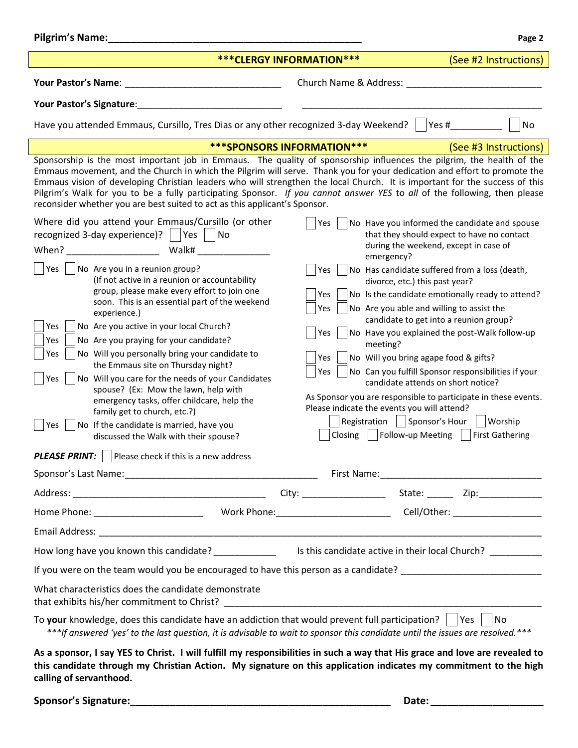**Pilgrim's Name:**\_\_\_\_\_\_\_\_\_\_\_\_\_\_\_\_\_\_\_\_\_\_\_\_\_\_\_\_\_\_\_\_\_\_\_\_\_\_\_\_\_\_\_\_\_\_\_\_

## ***CLERGY INFORMATION*** (See #2 Instructions)

**Your Pastor's Name**: \_\_\_\_\_\_\_\_\_\_\_\_\_\_\_\_\_\_\_\_\_\_\_\_\_\_\_\_\_\_ Church Name & Address: \_\_\_\_\_\_\_\_\_\_\_\_\_\_\_\_\_\_\_\_\_\_\_\_\_\_

**Your Pastor's Signature**:\_\_\_\_\_\_\_\_\_\_\_\_\_\_\_\_\_\_\_\_\_\_\_\_\_\_\_\_ \_\_\_\_\_\_\_\_\_\_\_\_\_\_\_\_\_\_\_\_\_\_\_\_\_\_\_\_\_\_\_\_\_\_\_\_\_\_\_\_\_\_\_\_\_\_

Have you attended Emmaus, Cursillo, Tres Dias or any other recognized 3-day Weekend? ☐ Yes #\_\_\_\_\_\_\_\_\_\_ ☐ No

## ***SPONSORS INFORMATION*** (See #3 Instructions)

Sponsorship is the most important job in Emmaus. The quality of sponsorship influences the pilgrim, the health of the Emmaus movement, and the Church in which the Pilgrim will serve. Thank you for your dedication and effort to promote the Emmaus vision of developing Christian leaders who will strengthen the local Church. It is important for the success of this Pilgrim's Walk for you to be a fully participating Sponsor. *If you cannot answer YES to all of the following, then please reconsider whether you are best suited to act as this applicant's Sponsor.*

Where did you attend your Emmaus/Cursillo (or other recognized 3-day experience)? ☐ Yes ☐ No

When? \_\_\_\_\_\_\_\_\_\_\_\_\_\_\_\_\_\_ Walk# \_\_\_\_\_\_\_\_\_\_\_\_\_\_

☐ Yes ☐ No Are you in a reunion group? (If not active in a reunion or accountability group, please make every effort to join one soon. This is an essential part of the weekend experience.)

☐ Yes ☐ No Are you active in your local Church?

☐ Yes ☐ No Are you praying for your candidate?

☐ Yes ☐ No Will you personally bring your candidate to the Emmaus site on Thursday night?

☐ Yes ☐ No Will you care for the needs of your Candidates spouse? (Ex: Mow the lawn, help with emergency tasks, offer childcare, help the family get to church, etc.?)

☐ Yes ☐ No If the candidate is married, have you discussed the Walk with their spouse?

☐ Yes ☐ No Have you informed the candidate and spouse that they should expect to have no contact during the weekend, except in case of emergency?

☐ Yes ☐ No Has candidate suffered from a loss (death, divorce, etc.) this past year?

☐ Yes ☐ No Is the candidate emotionally ready to attend?

☐ Yes ☐ No Are you able and willing to assist the candidate to get into a reunion group?

☐ Yes ☐ No Have you explained the post-Walk follow-up meeting?

☐ Yes ☐ No Will you bring agape food & gifts?

☐ Yes ☐ No Can you fulfill Sponsor responsibilities if your candidate attends on short notice?

As Sponsor you are responsible to participate in these events. Please indicate the events you will attend?

☐ Registration ☐ Sponsor's Hour ☐ Worship

☐ Closing ☐ Follow-up Meeting ☐ First Gathering

***PLEASE PRINT:*** ☐ Please check if this is a new address

Sponsor's Last Name:\_\_\_\_\_\_\_\_\_\_\_\_\_\_\_\_\_\_\_\_\_\_\_\_\_\_\_\_\_\_\_\_\_\_\_\_\_\_ First Name:\_\_\_\_\_\_\_\_\_\_\_\_\_\_\_\_\_\_\_\_\_\_\_\_\_\_\_\_\_\_\_\_

Address: \_\_\_\_\_\_\_\_\_\_\_\_\_\_\_\_\_\_\_\_\_\_\_\_\_\_\_\_\_\_\_\_\_\_\_\_\_\_ City: \_\_\_\_\_\_\_\_\_\_\_\_\_\_\_\_ State: \_\_\_\_\_ Zip:\_\_\_\_\_\_\_\_\_\_\_\_

Home Phone: \_\_\_\_\_\_\_\_\_\_\_\_\_\_\_\_\_\_\_\_\_ Work Phone:\_\_\_\_\_\_\_\_\_\_\_\_\_\_\_\_\_\_\_\_\_\_\_ Cell/Other: \_\_\_\_\_\_\_\_\_\_\_\_\_\_\_\_\_

Email Address: \_\_\_\_\_\_\_\_\_\_\_\_\_\_\_\_\_\_\_\_\_\_\_\_\_\_\_\_\_\_\_\_\_\_\_\_\_\_\_\_\_\_\_\_\_\_\_\_\_\_\_\_\_\_\_\_\_\_\_\_\_\_\_\_\_\_\_\_\_\_\_\_\_\_\_\_\_\_\_\_\_\_\_\_\_

How long have you known this candidate? \_\_\_\_\_\_\_\_\_\_\_\_ Is this candidate active in their local Church? \_\_\_\_\_\_\_\_\_\_

If you were on the team would you be encouraged to have this person as a candidate? \_\_\_\_\_\_\_\_\_\_\_\_\_\_\_\_\_\_\_\_\_\_\_\_\_\_\_

What characteristics does the candidate demonstrate that exhibits his/her commitment to Christ? \_\_\_\_\_\_\_\_\_\_\_\_\_\_\_\_\_\_\_\_\_\_\_\_\_\_\_\_\_\_\_\_\_\_\_\_\_\_\_\_\_\_\_\_\_\_\_\_\_\_\_\_\_\_\_\_\_\_\_\_\_\_\_\_\_\_

To **your** knowledge, does this candidate have an addiction that would prevent full participation? ☐ Yes ☐ No

****If answered 'yes' to the last question, it is advisable to wait to sponsor this candidate until the issues are resolved.****

**As a sponsor, I say YES to Christ. I will fulfill my responsibilities in such a way that His grace and love are revealed to this candidate through my Christian Action. My signature on this application indicates my commitment to the high calling of servanthood.**

**Sponsor's Signature:**\_\_\_\_\_\_\_\_\_\_\_\_\_\_\_\_\_\_\_\_\_\_\_\_\_\_\_\_\_\_\_\_\_\_\_\_\_\_\_\_\_\_\_\_\_\_\_\_\_\_ **Date:** \_\_\_\_\_\_\_\_\_\_\_\_\_\_\_\_\_\_\_\_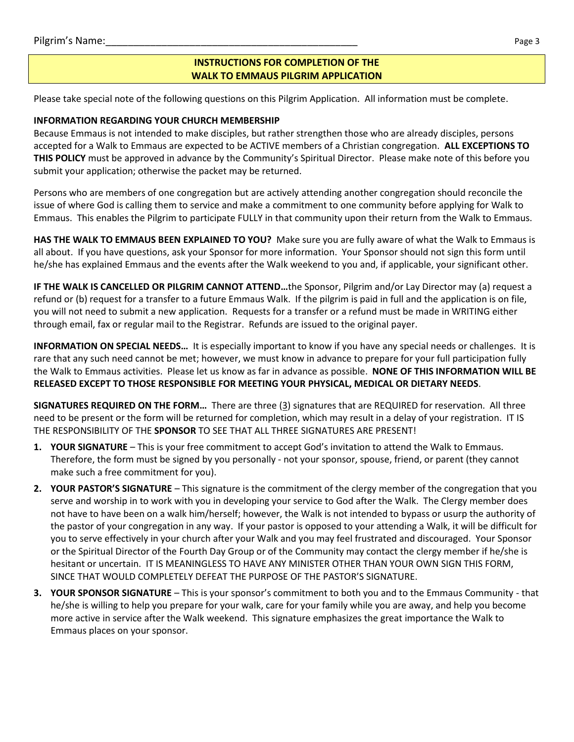Pilgrim's Name:_______________________________________________

## INSTRUCTIONS FOR COMPLETION OF THE WALK TO EMMAUS PILGRIM APPLICATION

Please take special note of the following questions on this Pilgrim Application. All information must be complete.

**INFORMATION REGARDING YOUR CHURCH MEMBERSHIP**

Because Emmaus is not intended to make disciples, but rather strengthen those who are already disciples, persons accepted for a Walk to Emmaus are expected to be ACTIVE members of a Christian congregation. **ALL EXCEPTIONS TO THIS POLICY** must be approved in advance by the Community's Spiritual Director. Please make note of this before you submit your application; otherwise the packet may be returned.

Persons who are members of one congregation but are actively attending another congregation should reconcile the issue of where God is calling them to service and make a commitment to one community before applying for Walk to Emmaus. This enables the Pilgrim to participate FULLY in that community upon their return from the Walk to Emmaus.

**HAS THE WALK TO EMMAUS BEEN EXPLAINED TO YOU?** Make sure you are fully aware of what the Walk to Emmaus is all about. If you have questions, ask your Sponsor for more information. Your Sponsor should not sign this form until he/she has explained Emmaus and the events after the Walk weekend to you and, if applicable, your significant other.

**IF THE WALK IS CANCELLED OR PILGRIM CANNOT ATTEND…**the Sponsor, Pilgrim and/or Lay Director may (a) request a refund or (b) request for a transfer to a future Emmaus Walk. If the pilgrim is paid in full and the application is on file, you will not need to submit a new application. Requests for a transfer or a refund must be made in WRITING either through email, fax or regular mail to the Registrar. Refunds are issued to the original payer.

**INFORMATION ON SPECIAL NEEDS…** It is especially important to know if you have any special needs or challenges. It is rare that any such need cannot be met; however, we must know in advance to prepare for your full participation fully the Walk to Emmaus activities. Please let us know as far in advance as possible. **NONE OF THIS INFORMATION WILL BE RELEASED EXCEPT TO THOSE RESPONSIBLE FOR MEETING YOUR PHYSICAL, MEDICAL OR DIETARY NEEDS**.

**SIGNATURES REQUIRED ON THE FORM…** There are three (3) signatures that are REQUIRED for reservation. All three need to be present or the form will be returned for completion, which may result in a delay of your registration. IT IS THE RESPONSIBILITY OF THE **SPONSOR** TO SEE THAT ALL THREE SIGNATURES ARE PRESENT!

1. **YOUR SIGNATURE** – This is your free commitment to accept God's invitation to attend the Walk to Emmaus. Therefore, the form must be signed by you personally - not your sponsor, spouse, friend, or parent (they cannot make such a free commitment for you).
2. **YOUR PASTOR'S SIGNATURE** – This signature is the commitment of the clergy member of the congregation that you serve and worship in to work with you in developing your service to God after the Walk. The Clergy member does not have to have been on a walk him/herself; however, the Walk is not intended to bypass or usurp the authority of the pastor of your congregation in any way. If your pastor is opposed to your attending a Walk, it will be difficult for you to serve effectively in your church after your Walk and you may feel frustrated and discouraged. Your Sponsor or the Spiritual Director of the Fourth Day Group or of the Community may contact the clergy member if he/she is hesitant or uncertain. IT IS MEANINGLESS TO HAVE ANY MINISTER OTHER THAN YOUR OWN SIGN THIS FORM, SINCE THAT WOULD COMPLETELY DEFEAT THE PURPOSE OF THE PASTOR'S SIGNATURE.
3. **YOUR SPONSOR SIGNATURE** – This is your sponsor's commitment to both you and to the Emmaus Community - that he/she is willing to help you prepare for your walk, care for your family while you are away, and help you become more active in service after the Walk weekend. This signature emphasizes the great importance the Walk to Emmaus places on your sponsor.